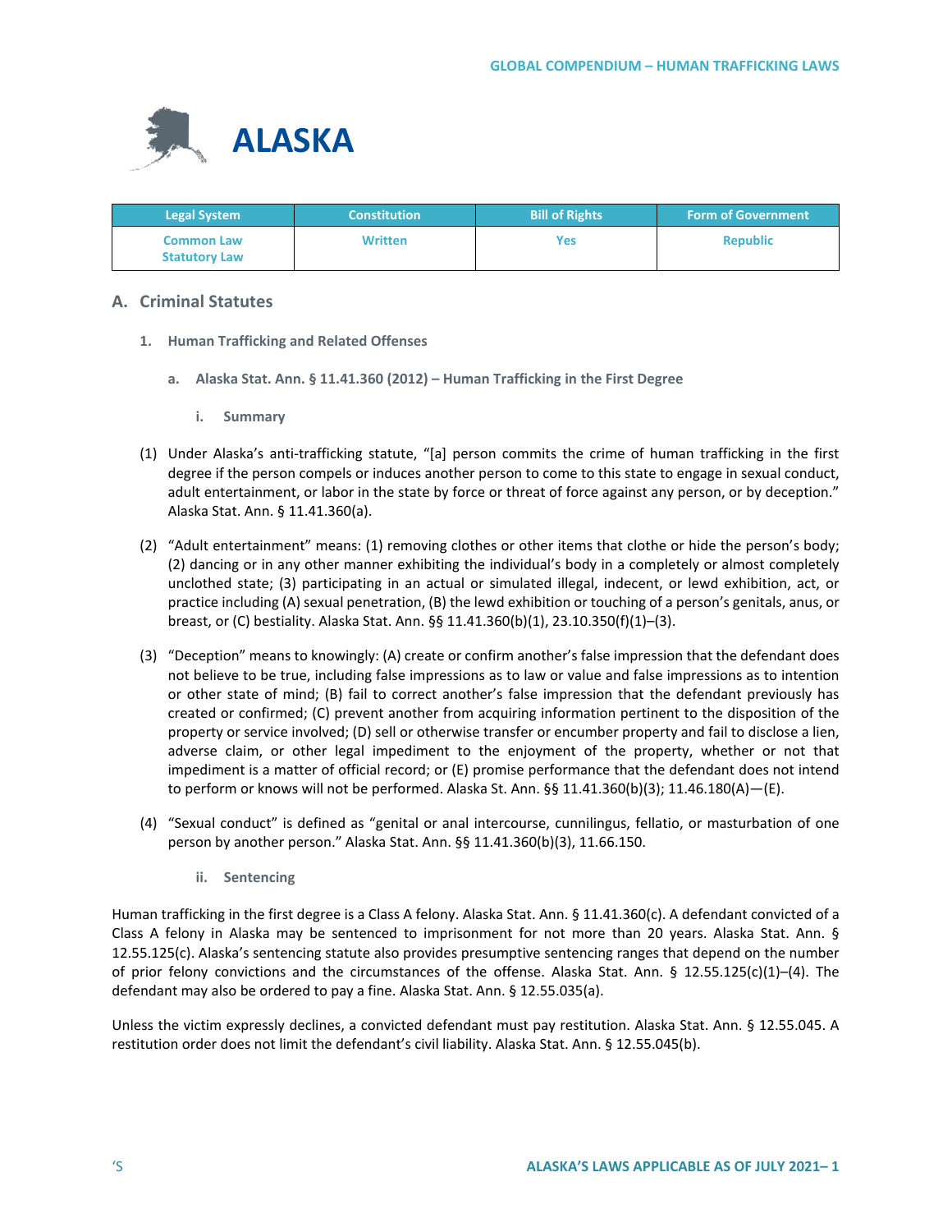# ALASKA

| Legal System | Constitution | Bill of Rights | Form of Government |
|---|---|---|---|
| Common Law Statutory Law | Written | Yes | Republic |

## A. Criminal Statutes

### 1. Human Trafficking and Related Offenses

#### a. Alaska Stat. Ann. § 11.41.360 (2012) – Human Trafficking in the First Degree

##### i. Summary

(1) Under Alaska's anti-trafficking statute, "[a] person commits the crime of human trafficking in the first degree if the person compels or induces another person to come to this state to engage in sexual conduct, adult entertainment, or labor in the state by force or threat of force against any person, or by deception." Alaska Stat. Ann. § 11.41.360(a).

(2) "Adult entertainment" means: (1) removing clothes or other items that clothe or hide the person's body; (2) dancing or in any other manner exhibiting the individual's body in a completely or almost completely unclothed state; (3) participating in an actual or simulated illegal, indecent, or lewd exhibition, act, or practice including (A) sexual penetration, (B) the lewd exhibition or touching of a person's genitals, anus, or breast, or (C) bestiality. Alaska Stat. Ann. §§ 11.41.360(b)(1), 23.10.350(f)(1)–(3).

(3) "Deception" means to knowingly: (A) create or confirm another's false impression that the defendant does not believe to be true, including false impressions as to law or value and false impressions as to intention or other state of mind; (B) fail to correct another's false impression that the defendant previously has created or confirmed; (C) prevent another from acquiring information pertinent to the disposition of the property or service involved; (D) sell or otherwise transfer or encumber property and fail to disclose a lien, adverse claim, or other legal impediment to the enjoyment of the property, whether or not that impediment is a matter of official record; or (E) promise performance that the defendant does not intend to perform or knows will not be performed. Alaska St. Ann. §§ 11.41.360(b)(3); 11.46.180(A)—(E).

(4) "Sexual conduct" is defined as "genital or anal intercourse, cunnilingus, fellatio, or masturbation of one person by another person." Alaska Stat. Ann. §§ 11.41.360(b)(3), 11.66.150.

##### ii. Sentencing

Human trafficking in the first degree is a Class A felony. Alaska Stat. Ann. § 11.41.360(c). A defendant convicted of a Class A felony in Alaska may be sentenced to imprisonment for not more than 20 years. Alaska Stat. Ann. § 12.55.125(c). Alaska's sentencing statute also provides presumptive sentencing ranges that depend on the number of prior felony convictions and the circumstances of the offense. Alaska Stat. Ann. § 12.55.125(c)(1)–(4). The defendant may also be ordered to pay a fine. Alaska Stat. Ann. § 12.55.035(a).

Unless the victim expressly declines, a convicted defendant must pay restitution. Alaska Stat. Ann. § 12.55.045. A restitution order does not limit the defendant's civil liability. Alaska Stat. Ann. § 12.55.045(b).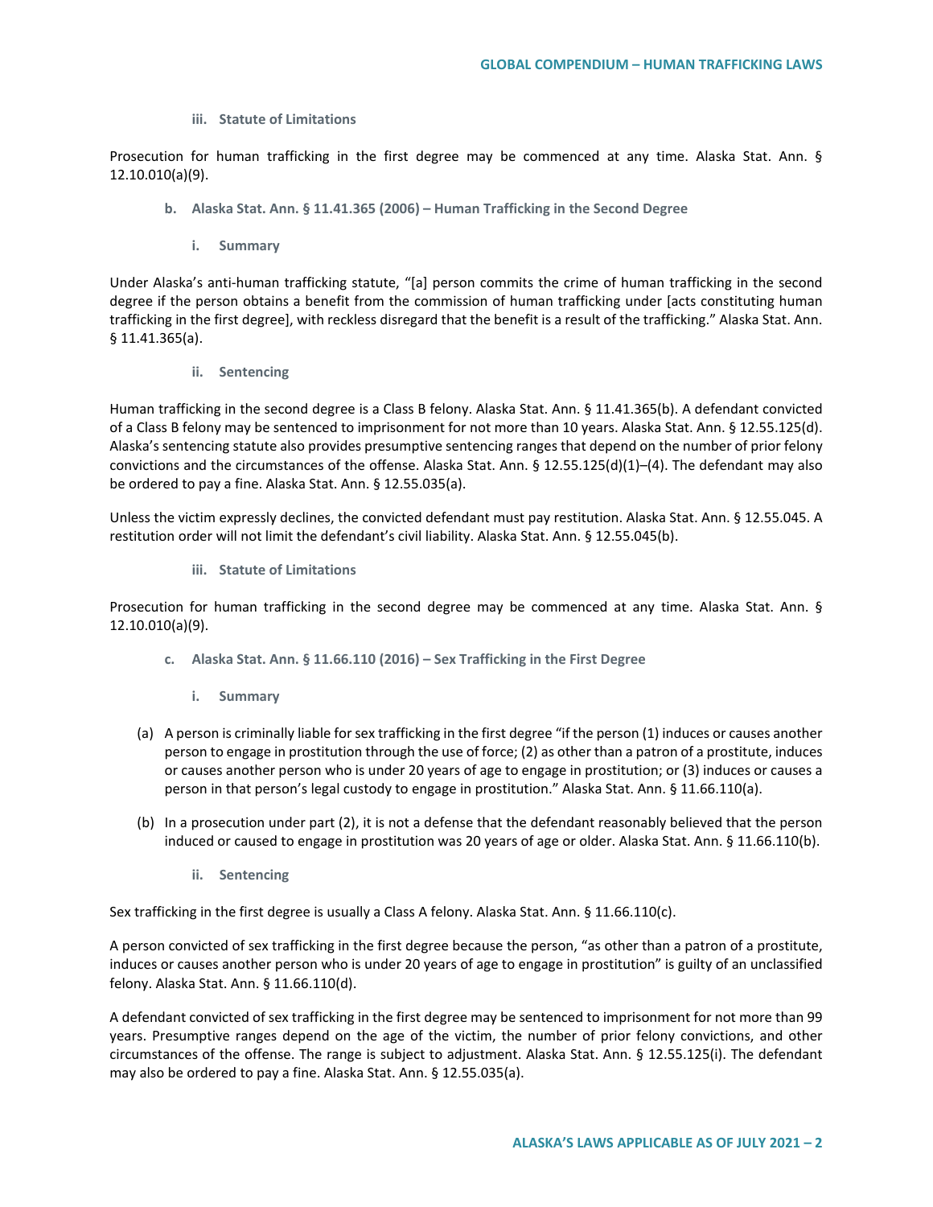#### iii. Statute of Limitations

Prosecution for human trafficking in the first degree may be commenced at any time. Alaska Stat. Ann. § 12.10.010(a)(9).

### b. Alaska Stat. Ann. § 11.41.365 (2006) – Human Trafficking in the Second Degree

#### i. Summary

Under Alaska's anti-human trafficking statute, "[a] person commits the crime of human trafficking in the second degree if the person obtains a benefit from the commission of human trafficking under [acts constituting human trafficking in the first degree], with reckless disregard that the benefit is a result of the trafficking." Alaska Stat. Ann. § 11.41.365(a).

#### ii. Sentencing

Human trafficking in the second degree is a Class B felony. Alaska Stat. Ann. § 11.41.365(b). A defendant convicted of a Class B felony may be sentenced to imprisonment for not more than 10 years. Alaska Stat. Ann. § 12.55.125(d). Alaska's sentencing statute also provides presumptive sentencing ranges that depend on the number of prior felony convictions and the circumstances of the offense. Alaska Stat. Ann. § 12.55.125(d)(1)–(4). The defendant may also be ordered to pay a fine. Alaska Stat. Ann. § 12.55.035(a).

Unless the victim expressly declines, the convicted defendant must pay restitution. Alaska Stat. Ann. § 12.55.045. A restitution order will not limit the defendant's civil liability. Alaska Stat. Ann. § 12.55.045(b).

#### iii. Statute of Limitations

Prosecution for human trafficking in the second degree may be commenced at any time. Alaska Stat. Ann. § 12.10.010(a)(9).

### c. Alaska Stat. Ann. § 11.66.110 (2016) – Sex Trafficking in the First Degree

#### i. Summary

(a) A person is criminally liable for sex trafficking in the first degree "if the person (1) induces or causes another person to engage in prostitution through the use of force; (2) as other than a patron of a prostitute, induces or causes another person who is under 20 years of age to engage in prostitution; or (3) induces or causes a person in that person's legal custody to engage in prostitution." Alaska Stat. Ann. § 11.66.110(a).

(b) In a prosecution under part (2), it is not a defense that the defendant reasonably believed that the person induced or caused to engage in prostitution was 20 years of age or older. Alaska Stat. Ann. § 11.66.110(b).

#### ii. Sentencing

Sex trafficking in the first degree is usually a Class A felony. Alaska Stat. Ann. § 11.66.110(c).

A person convicted of sex trafficking in the first degree because the person, "as other than a patron of a prostitute, induces or causes another person who is under 20 years of age to engage in prostitution" is guilty of an unclassified felony. Alaska Stat. Ann. § 11.66.110(d).

A defendant convicted of sex trafficking in the first degree may be sentenced to imprisonment for not more than 99 years. Presumptive ranges depend on the age of the victim, the number of prior felony convictions, and other circumstances of the offense. The range is subject to adjustment. Alaska Stat. Ann. § 12.55.125(i). The defendant may also be ordered to pay a fine. Alaska Stat. Ann. § 12.55.035(a).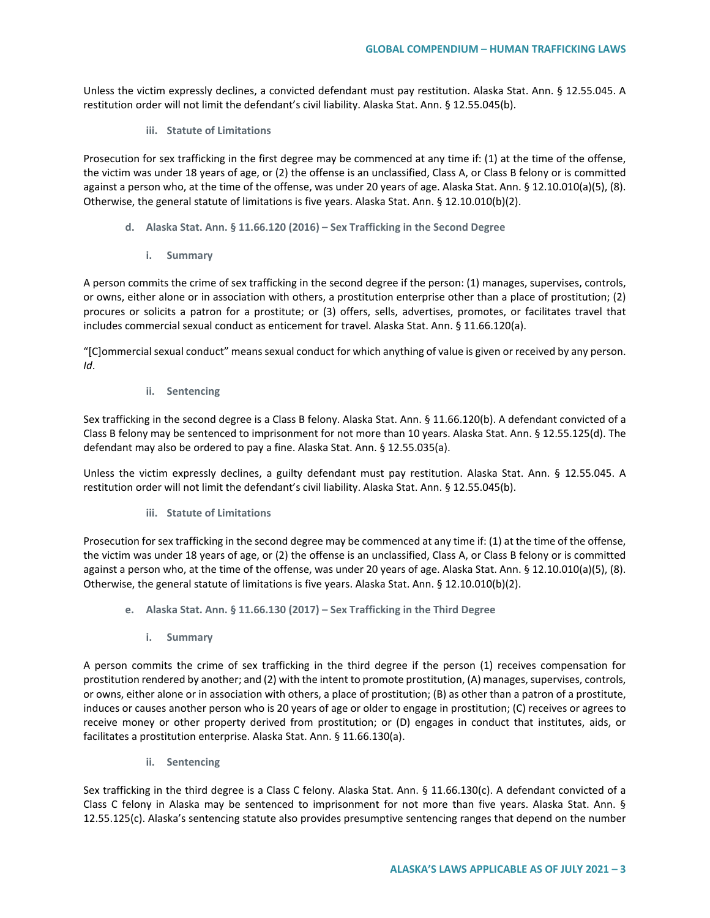Unless the victim expressly declines, a convicted defendant must pay restitution. Alaska Stat. Ann. § 12.55.045. A restitution order will not limit the defendant's civil liability. Alaska Stat. Ann. § 12.55.045(b).

##### iii. Statute of Limitations

Prosecution for sex trafficking in the first degree may be commenced at any time if: (1) at the time of the offense, the victim was under 18 years of age, or (2) the offense is an unclassified, Class A, or Class B felony or is committed against a person who, at the time of the offense, was under 20 years of age. Alaska Stat. Ann. § 12.10.010(a)(5), (8). Otherwise, the general statute of limitations is five years. Alaska Stat. Ann. § 12.10.010(b)(2).

#### d. Alaska Stat. Ann. § 11.66.120 (2016) – Sex Trafficking in the Second Degree

##### i. Summary

A person commits the crime of sex trafficking in the second degree if the person: (1) manages, supervises, controls, or owns, either alone or in association with others, a prostitution enterprise other than a place of prostitution; (2) procures or solicits a patron for a prostitute; or (3) offers, sells, advertises, promotes, or facilitates travel that includes commercial sexual conduct as enticement for travel. Alaska Stat. Ann. § 11.66.120(a).

"[C]ommercial sexual conduct" means sexual conduct for which anything of value is given or received by any person. *Id*.

##### ii. Sentencing

Sex trafficking in the second degree is a Class B felony. Alaska Stat. Ann. § 11.66.120(b). A defendant convicted of a Class B felony may be sentenced to imprisonment for not more than 10 years. Alaska Stat. Ann. § 12.55.125(d). The defendant may also be ordered to pay a fine. Alaska Stat. Ann. § 12.55.035(a).

Unless the victim expressly declines, a guilty defendant must pay restitution. Alaska Stat. Ann. § 12.55.045. A restitution order will not limit the defendant's civil liability. Alaska Stat. Ann. § 12.55.045(b).

##### iii. Statute of Limitations

Prosecution for sex trafficking in the second degree may be commenced at any time if: (1) at the time of the offense, the victim was under 18 years of age, or (2) the offense is an unclassified, Class A, or Class B felony or is committed against a person who, at the time of the offense, was under 20 years of age. Alaska Stat. Ann. § 12.10.010(a)(5), (8). Otherwise, the general statute of limitations is five years. Alaska Stat. Ann. § 12.10.010(b)(2).

#### e. Alaska Stat. Ann. § 11.66.130 (2017) – Sex Trafficking in the Third Degree

##### i. Summary

A person commits the crime of sex trafficking in the third degree if the person (1) receives compensation for prostitution rendered by another; and (2) with the intent to promote prostitution, (A) manages, supervises, controls, or owns, either alone or in association with others, a place of prostitution; (B) as other than a patron of a prostitute, induces or causes another person who is 20 years of age or older to engage in prostitution; (C) receives or agrees to receive money or other property derived from prostitution; or (D) engages in conduct that institutes, aids, or facilitates a prostitution enterprise. Alaska Stat. Ann. § 11.66.130(a).

##### ii. Sentencing

Sex trafficking in the third degree is a Class C felony. Alaska Stat. Ann. § 11.66.130(c). A defendant convicted of a Class C felony in Alaska may be sentenced to imprisonment for not more than five years. Alaska Stat. Ann. § 12.55.125(c). Alaska's sentencing statute also provides presumptive sentencing ranges that depend on the number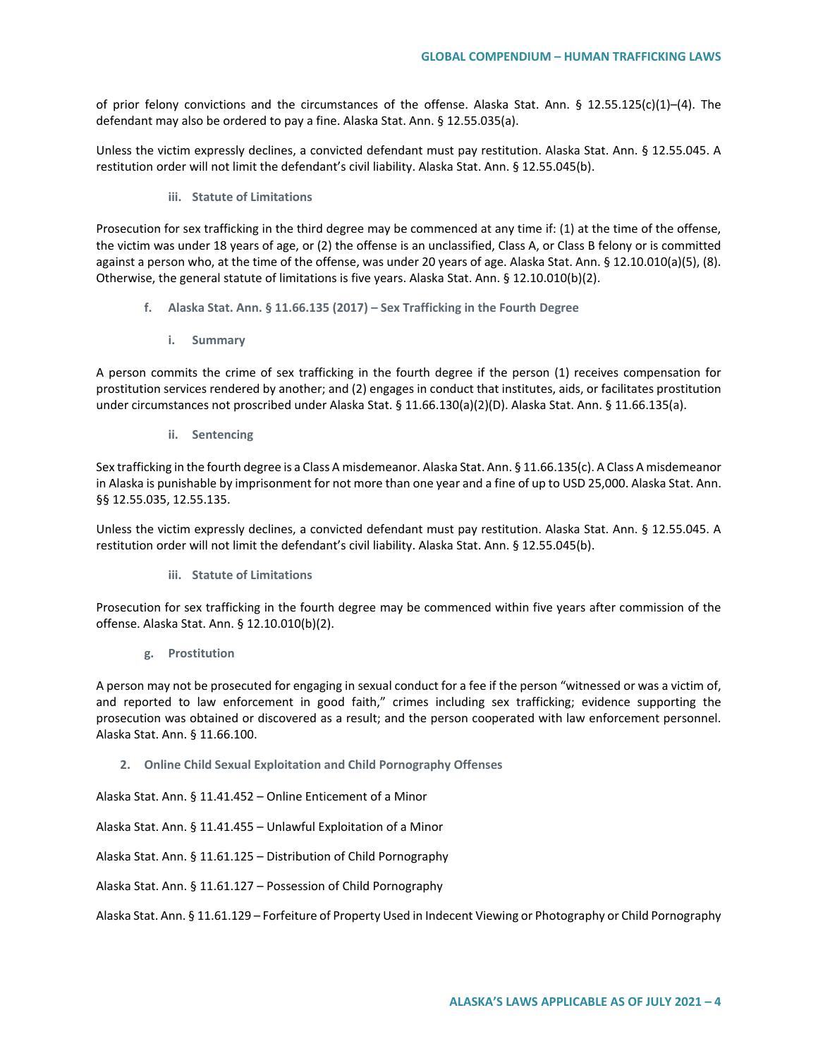of prior felony convictions and the circumstances of the offense. Alaska Stat. Ann. § 12.55.125(c)(1)–(4). The defendant may also be ordered to pay a fine. Alaska Stat. Ann. § 12.55.035(a).

Unless the victim expressly declines, a convicted defendant must pay restitution. Alaska Stat. Ann. § 12.55.045. A restitution order will not limit the defendant's civil liability. Alaska Stat. Ann. § 12.55.045(b).

##### iii. Statute of Limitations

Prosecution for sex trafficking in the third degree may be commenced at any time if: (1) at the time of the offense, the victim was under 18 years of age, or (2) the offense is an unclassified, Class A, or Class B felony or is committed against a person who, at the time of the offense, was under 20 years of age. Alaska Stat. Ann. § 12.10.010(a)(5), (8). Otherwise, the general statute of limitations is five years. Alaska Stat. Ann. § 12.10.010(b)(2).

#### f. Alaska Stat. Ann. § 11.66.135 (2017) – Sex Trafficking in the Fourth Degree

##### i. Summary

A person commits the crime of sex trafficking in the fourth degree if the person (1) receives compensation for prostitution services rendered by another; and (2) engages in conduct that institutes, aids, or facilitates prostitution under circumstances not proscribed under Alaska Stat. § 11.66.130(a)(2)(D). Alaska Stat. Ann. § 11.66.135(a).

##### ii. Sentencing

Sex trafficking in the fourth degree is a Class A misdemeanor. Alaska Stat. Ann. § 11.66.135(c). A Class A misdemeanor in Alaska is punishable by imprisonment for not more than one year and a fine of up to USD 25,000. Alaska Stat. Ann. §§ 12.55.035, 12.55.135.

Unless the victim expressly declines, a convicted defendant must pay restitution. Alaska Stat. Ann. § 12.55.045. A restitution order will not limit the defendant's civil liability. Alaska Stat. Ann. § 12.55.045(b).

##### iii. Statute of Limitations

Prosecution for sex trafficking in the fourth degree may be commenced within five years after commission of the offense. Alaska Stat. Ann. § 12.10.010(b)(2).

#### g. Prostitution

A person may not be prosecuted for engaging in sexual conduct for a fee if the person "witnessed or was a victim of, and reported to law enforcement in good faith," crimes including sex trafficking; evidence supporting the prosecution was obtained or discovered as a result; and the person cooperated with law enforcement personnel. Alaska Stat. Ann. § 11.66.100.

### 2. Online Child Sexual Exploitation and Child Pornography Offenses

Alaska Stat. Ann. § 11.41.452 – Online Enticement of a Minor

Alaska Stat. Ann. § 11.41.455 – Unlawful Exploitation of a Minor

Alaska Stat. Ann. § 11.61.125 – Distribution of Child Pornography

Alaska Stat. Ann. § 11.61.127 – Possession of Child Pornography

Alaska Stat. Ann. § 11.61.129 – Forfeiture of Property Used in Indecent Viewing or Photography or Child Pornography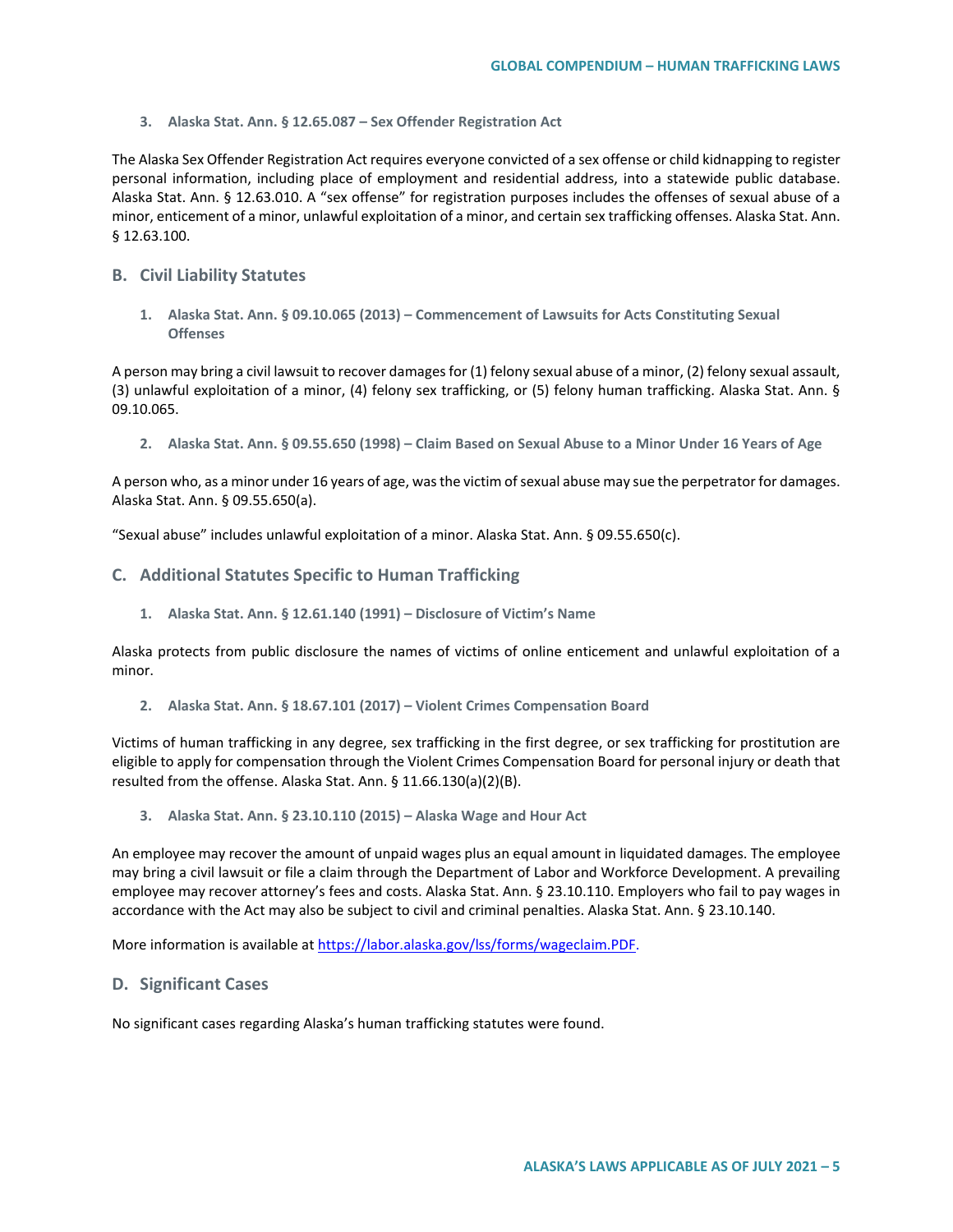### 3. Alaska Stat. Ann. § 12.65.087 – Sex Offender Registration Act

The Alaska Sex Offender Registration Act requires everyone convicted of a sex offense or child kidnapping to register personal information, including place of employment and residential address, into a statewide public database. Alaska Stat. Ann. § 12.63.010. A "sex offense" for registration purposes includes the offenses of sexual abuse of a minor, enticement of a minor, unlawful exploitation of a minor, and certain sex trafficking offenses. Alaska Stat. Ann. § 12.63.100.

## B. Civil Liability Statutes

### 1. Alaska Stat. Ann. § 09.10.065 (2013) – Commencement of Lawsuits for Acts Constituting Sexual Offenses

A person may bring a civil lawsuit to recover damages for (1) felony sexual abuse of a minor, (2) felony sexual assault, (3) unlawful exploitation of a minor, (4) felony sex trafficking, or (5) felony human trafficking. Alaska Stat. Ann. § 09.10.065.

### 2. Alaska Stat. Ann. § 09.55.650 (1998) – Claim Based on Sexual Abuse to a Minor Under 16 Years of Age

A person who, as a minor under 16 years of age, was the victim of sexual abuse may sue the perpetrator for damages. Alaska Stat. Ann. § 09.55.650(a).

"Sexual abuse" includes unlawful exploitation of a minor. Alaska Stat. Ann. § 09.55.650(c).

## C. Additional Statutes Specific to Human Trafficking

### 1. Alaska Stat. Ann. § 12.61.140 (1991) – Disclosure of Victim's Name

Alaska protects from public disclosure the names of victims of online enticement and unlawful exploitation of a minor.

### 2. Alaska Stat. Ann. § 18.67.101 (2017) – Violent Crimes Compensation Board

Victims of human trafficking in any degree, sex trafficking in the first degree, or sex trafficking for prostitution are eligible to apply for compensation through the Violent Crimes Compensation Board for personal injury or death that resulted from the offense. Alaska Stat. Ann. § 11.66.130(a)(2)(B).

### 3. Alaska Stat. Ann. § 23.10.110 (2015) – Alaska Wage and Hour Act

An employee may recover the amount of unpaid wages plus an equal amount in liquidated damages. The employee may bring a civil lawsuit or file a claim through the Department of Labor and Workforce Development. A prevailing employee may recover attorney's fees and costs. Alaska Stat. Ann. § 23.10.110. Employers who fail to pay wages in accordance with the Act may also be subject to civil and criminal penalties. Alaska Stat. Ann. § 23.10.140.

More information is available at https://labor.alaska.gov/lss/forms/wageclaim.PDF.

## D. Significant Cases

No significant cases regarding Alaska's human trafficking statutes were found.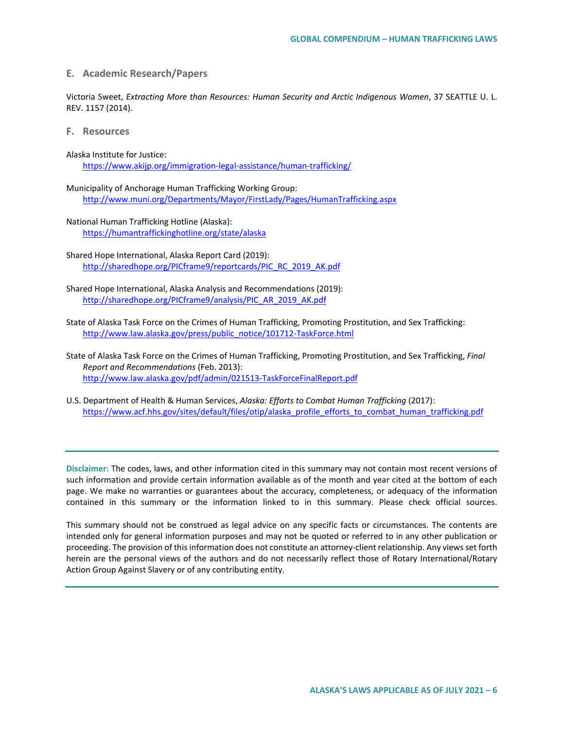## E. Academic Research/Papers

Victoria Sweet, *Extracting More than Resources: Human Security and Arctic Indigenous Women*, 37 SEATTLE U. L. REV. 1157 (2014).

## F. Resources

Alaska Institute for Justice:
https://www.akijp.org/immigration-legal-assistance/human-trafficking/

Municipality of Anchorage Human Trafficking Working Group:
http://www.muni.org/Departments/Mayor/FirstLady/Pages/HumanTrafficking.aspx

National Human Trafficking Hotline (Alaska):
https://humantraffickinghotline.org/state/alaska

Shared Hope International, Alaska Report Card (2019):
http://sharedhope.org/PICframe9/reportcards/PIC_RC_2019_AK.pdf

Shared Hope International, Alaska Analysis and Recommendations (2019):
http://sharedhope.org/PICframe9/analysis/PIC_AR_2019_AK.pdf

State of Alaska Task Force on the Crimes of Human Trafficking, Promoting Prostitution, and Sex Trafficking:
http://www.law.alaska.gov/press/public_notice/101712-TaskForce.html

State of Alaska Task Force on the Crimes of Human Trafficking, Promoting Prostitution, and Sex Trafficking, *Final Report and Recommendations* (Feb. 2013):
http://www.law.alaska.gov/pdf/admin/021513-TaskForceFinalReport.pdf

U.S. Department of Health & Human Services, *Alaska: Efforts to Combat Human Trafficking* (2017):
https://www.acf.hhs.gov/sites/default/files/otip/alaska_profile_efforts_to_combat_human_trafficking.pdf

---

**Disclaimer:** The codes, laws, and other information cited in this summary may not contain most recent versions of such information and provide certain information available as of the month and year cited at the bottom of each page. We make no warranties or guarantees about the accuracy, completeness, or adequacy of the information contained in this summary or the information linked to in this summary. Please check official sources.

This summary should not be construed as legal advice on any specific facts or circumstances. The contents are intended only for general information purposes and may not be quoted or referred to in any other publication or proceeding. The provision of this information does not constitute an attorney-client relationship. Any views set forth herein are the personal views of the authors and do not necessarily reflect those of Rotary International/Rotary Action Group Against Slavery or of any contributing entity.

---